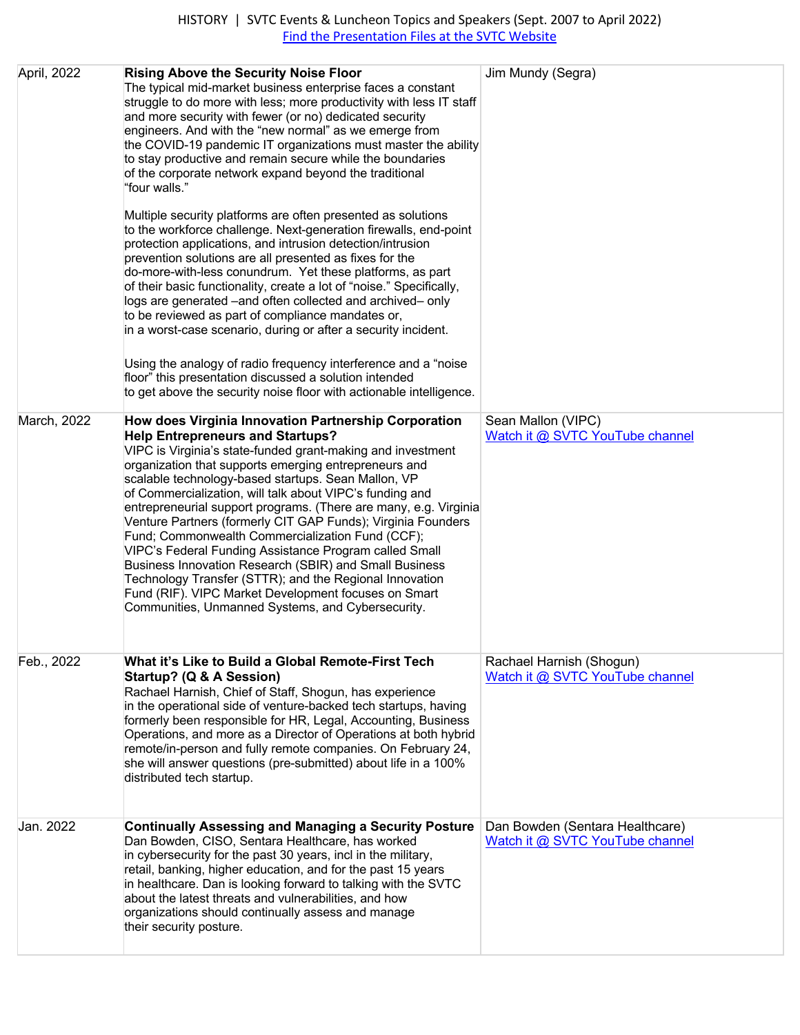HISTORY | SVTC Events & Luncheon Topics and Speakers (Sept. 2007 to April 2022)

[Find the Presentation Files at the SVTC Website]

| Date | Topic | Speaker |
| --- | --- | --- |
| April, 2022 | **Rising Above the Security Noise Floor** The typical mid-market business enterprise faces a constant struggle to do more with less; more productivity with less IT staff and more security with fewer (or no) dedicated security engineers. And with the "new normal" as we emerge from the COVID-19 pandemic IT organizations must master the ability to stay productive and remain secure while the boundaries of the corporate network expand beyond the traditional "four walls."<br><br>Multiple security platforms are often presented as solutions to the workforce challenge. Next-generation firewalls, end-point protection applications, and intrusion detection/intrusion prevention solutions are all presented as fixes for the do-more-with-less conundrum. Yet these platforms, as part of their basic functionality, create a lot of "noise." Specifically, logs are generated –and often collected and archived– only to be reviewed as part of compliance mandates or, in a worst-case scenario, during or after a security incident.<br><br>Using the analogy of radio frequency interference and a "noise floor" this presentation discussed a solution intended to get above the security noise floor with actionable intelligence. | Jim Mundy (Segra) |
| March, 2022 | **How does Virginia Innovation Partnership Corporation Help Entrepreneurs and Startups?** VIPC is Virginia's state-funded grant-making and investment organization that supports emerging entrepreneurs and scalable technology-based startups. Sean Mallon, VP of Commercialization, will talk about VIPC's funding and entrepreneurial support programs. (There are many, e.g. Virginia Venture Partners (formerly CIT GAP Funds); Virginia Founders Fund; Commonwealth Commercialization Fund (CCF); VIPC's Federal Funding Assistance Program called Small Business Innovation Research (SBIR) and Small Business Technology Transfer (STTR); and the Regional Innovation Fund (RIF). VIPC Market Development focuses on Smart Communities, Unmanned Systems, and Cybersecurity. | Sean Mallon (VIPC)<br>Watch it @ SVTC YouTube channel |
| Feb., 2022 | **What it's Like to Build a Global Remote-First Tech Startup? (Q & A Session)** Rachael Harnish, Chief of Staff, Shogun, has experience in the operational side of venture-backed tech startups, having formerly been responsible for HR, Legal, Accounting, Business Operations, and more as a Director of Operations at both hybrid remote/in-person and fully remote companies. On February 24, she will answer questions (pre-submitted) about life in a 100% distributed tech startup. | Rachael Harnish (Shogun)<br>Watch it @ SVTC YouTube channel |
| Jan. 2022 | **Continually Assessing and Managing a Security Posture** Dan Bowden, CISO, Sentara Healthcare, has worked in cybersecurity for the past 30 years, incl in the military, retail, banking, higher education, and for the past 15 years in healthcare. Dan is looking forward to talking with the SVTC about the latest threats and vulnerabilities, and how organizations should continually assess and manage their security posture. | Dan Bowden (Sentara Healthcare)<br>Watch it @ SVTC YouTube channel |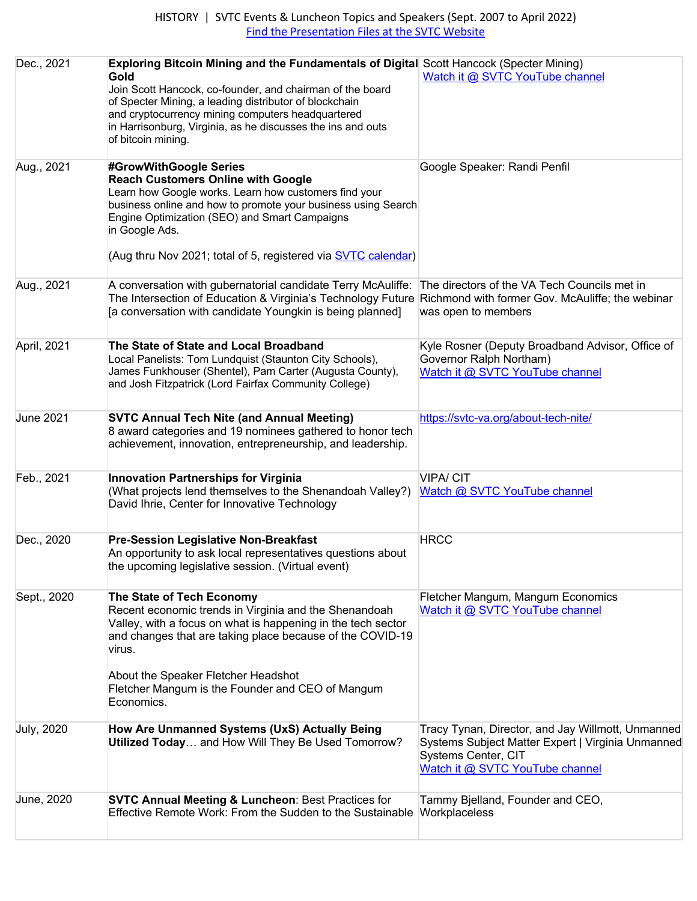HISTORY | SVTC Events & Luncheon Topics and Speakers (Sept. 2007 to April 2022)
Find the Presentation Files at the SVTC Website

| | | |
|---|---|---|
| Dec., 2021 | **Exploring Bitcoin Mining and the Fundamentals of Digital Gold** Join Scott Hancock, co-founder, and chairman of the board of Specter Mining, a leading distributor of blockchain and cryptocurrency mining computers headquartered in Harrisonburg, Virginia, as he discusses the ins and outs of bitcoin mining. | Scott Hancock (Specter Mining) Watch it @ SVTC YouTube channel |
| Aug., 2021 | **#GrowWithGoogle Series** **Reach Customers Online with Google** Learn how Google works. Learn how customers find your business online and how to promote your business using Search Engine Optimization (SEO) and Smart Campaigns in Google Ads. (Aug thru Nov 2021; total of 5, registered via SVTC calendar) | Google Speaker: Randi Penfil |
| Aug., 2021 | A conversation with gubernatorial candidate Terry McAuliffe: The Intersection of Education & Virginia's Technology Future [a conversation with candidate Youngkin is being planned] | The directors of the VA Tech Councils met in Richmond with former Gov. McAuliffe; the webinar was open to members |
| April, 2021 | **The State of State and Local Broadband** Local Panelists: Tom Lundquist (Staunton City Schools), James Funkhouser (Shentel), Pam Carter (Augusta County), and Josh Fitzpatrick (Lord Fairfax Community College) | Kyle Rosner (Deputy Broadband Advisor, Office of Governor Ralph Northam) Watch it @ SVTC YouTube channel |
| June 2021 | **SVTC Annual Tech Nite (and Annual Meeting)** 8 award categories and 19 nominees gathered to honor tech achievement, innovation, entrepreneurship, and leadership. | https://svtc-va.org/about-tech-nite/ |
| Feb., 2021 | **Innovation Partnerships for Virginia** (What projects lend themselves to the Shenandoah Valley?) David Ihrie, Center for Innovative Technology | VIPA/ CIT Watch @ SVTC YouTube channel |
| Dec., 2020 | **Pre-Session Legislative Non-Breakfast** An opportunity to ask local representatives questions about the upcoming legislative session. (Virtual event) | HRCC |
| Sept., 2020 | **The State of Tech Economy** Recent economic trends in Virginia and the Shenandoah Valley, with a focus on what is happening in the tech sector and changes that are taking place because of the COVID-19 virus. About the Speaker Fletcher Headshot Fletcher Mangum is the Founder and CEO of Mangum Economics. | Fletcher Mangum, Mangum Economics Watch it @ SVTC YouTube channel |
| July, 2020 | **How Are Unmanned Systems (UxS) Actually Being Utilized Today**… and How Will They Be Used Tomorrow? | Tracy Tynan, Director, and Jay Willmott, Unmanned Systems Subject Matter Expert \| Virginia Unmanned Systems Center, CIT Watch it @ SVTC YouTube channel |
| June, 2020 | **SVTC Annual Meeting & Luncheon**: Best Practices for Effective Remote Work: From the Sudden to the Sustainable | Tammy Bjelland, Founder and CEO, Workplaceless |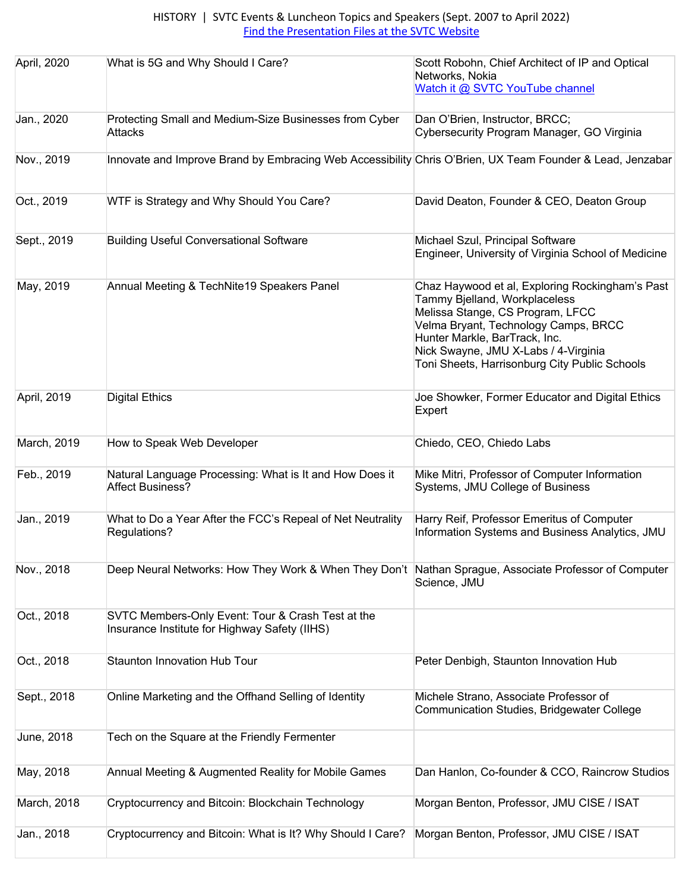HISTORY | SVTC Events & Luncheon Topics and Speakers (Sept. 2007 to April 2022)
[Find the Presentation Files at the SVTC Website]

| | | |
|---|---|---|
| April, 2020 | What is 5G and Why Should I Care? | Scott Robohn, Chief Architect of IP and Optical Networks, Nokia<br>[Watch it @ SVTC YouTube channel] |
| Jan., 2020 | Protecting Small and Medium-Size Businesses from Cyber Attacks | Dan O'Brien, Instructor, BRCC;<br>Cybersecurity Program Manager, GO Virginia |
| Nov., 2019 | Innovate and Improve Brand by Embracing Web Accessibility | Chris O'Brien, UX Team Founder & Lead, Jenzabar |
| Oct., 2019 | WTF is Strategy and Why Should You Care? | David Deaton, Founder & CEO, Deaton Group |
| Sept., 2019 | Building Useful Conversational Software | Michael Szul, Principal Software Engineer, University of Virginia School of Medicine |
| May, 2019 | Annual Meeting & TechNite19 Speakers Panel | Chaz Haywood et al, Exploring Rockingham's Past<br>Tammy Bjelland, Workplaceless<br>Melissa Stange, CS Program, LFCC<br>Velma Bryant, Technology Camps, BRCC<br>Hunter Markle, BarTrack, Inc.<br>Nick Swayne, JMU X-Labs / 4-Virginia<br>Toni Sheets, Harrisonburg City Public Schools |
| April, 2019 | Digital Ethics | Joe Showker, Former Educator and Digital Ethics Expert |
| March, 2019 | How to Speak Web Developer | Chiedo, CEO, Chiedo Labs |
| Feb., 2019 | Natural Language Processing: What is It and How Does it Affect Business? | Mike Mitri, Professor of Computer Information Systems, JMU College of Business |
| Jan., 2019 | What to Do a Year After the FCC's Repeal of Net Neutrality Regulations? | Harry Reif, Professor Emeritus of Computer Information Systems and Business Analytics, JMU |
| Nov., 2018 | Deep Neural Networks: How They Work & When They Don't | Nathan Sprague, Associate Professor of Computer Science, JMU |
| Oct., 2018 | SVTC Members-Only Event: Tour & Crash Test at the Insurance Institute for Highway Safety (IIHS) | |
| Oct., 2018 | Staunton Innovation Hub Tour | Peter Denbigh, Staunton Innovation Hub |
| Sept., 2018 | Online Marketing and the Offhand Selling of Identity | Michele Strano, Associate Professor of Communication Studies, Bridgewater College |
| June, 2018 | Tech on the Square at the Friendly Fermenter | |
| May, 2018 | Annual Meeting & Augmented Reality for Mobile Games | Dan Hanlon, Co-founder & CCO, Raincrow Studios |
| March, 2018 | Cryptocurrency and Bitcoin: Blockchain Technology | Morgan Benton, Professor, JMU CISE / ISAT |
| Jan., 2018 | Cryptocurrency and Bitcoin: What is It? Why Should I Care? | Morgan Benton, Professor, JMU CISE / ISAT |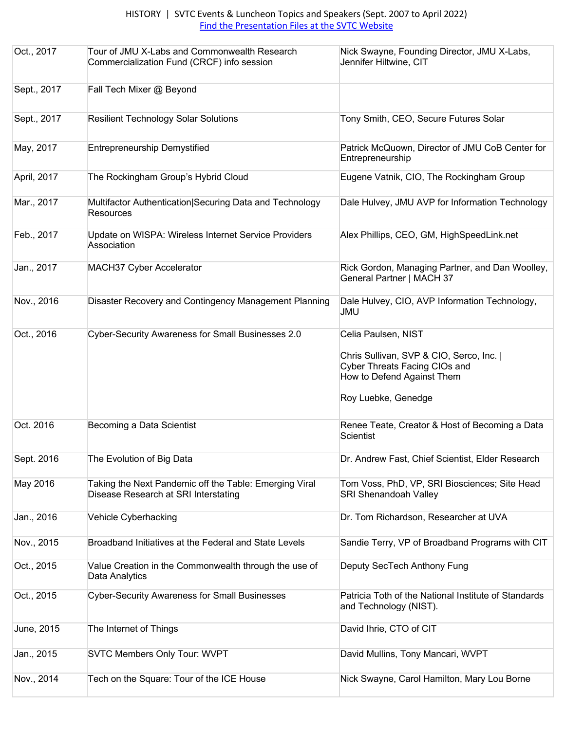| Oct., 2017 | Tour of JMU X-Labs and Commonwealth Research Commercialization Fund (CRCF) info session | Nick Swayne, Founding Director, JMU X-Labs, Jennifer Hiltwine, CIT |
|---|---|---|
| Sept., 2017 | Fall Tech Mixer @ Beyond | |
| Sept., 2017 | Resilient Technology Solar Solutions | Tony Smith, CEO, Secure Futures Solar |
| May, 2017 | Entrepreneurship Demystified | Patrick McQuown, Director of JMU CoB Center for Entrepreneurship |
| April, 2017 | The Rockingham Group's Hybrid Cloud | Eugene Vatnik, CIO, The Rockingham Group |
| Mar., 2017 | Multifactor Authentication\|Securing Data and Technology Resources | Dale Hulvey, JMU AVP for Information Technology |
| Feb., 2017 | Update on WISPA: Wireless Internet Service Providers Association | Alex Phillips, CEO, GM, HighSpeedLink.net |
| Jan., 2017 | MACH37 Cyber Accelerator | Rick Gordon, Managing Partner, and Dan Woolley, General Partner \| MACH 37 |
| Nov., 2016 | Disaster Recovery and Contingency Management Planning | Dale Hulvey, CIO, AVP Information Technology, JMU |
| Oct., 2016 | Cyber-Security Awareness for Small Businesses 2.0 | Celia Paulsen, NIST<br><br>Chris Sullivan, SVP & CIO, Serco, Inc. \| Cyber Threats Facing CIOs and How to Defend Against Them<br><br>Roy Luebke, Genedge |
| Oct. 2016 | Becoming a Data Scientist | Renee Teate, Creator & Host of Becoming a Data Scientist |
| Sept. 2016 | The Evolution of Big Data | Dr. Andrew Fast, Chief Scientist, Elder Research |
| May 2016 | Taking the Next Pandemic off the Table: Emerging Viral Disease Research at SRI Interstating | Tom Voss, PhD, VP, SRI Biosciences; Site Head SRI Shenandoah Valley |
| Jan., 2016 | Vehicle Cyberhacking | Dr. Tom Richardson, Researcher at UVA |
| Nov., 2015 | Broadband Initiatives at the Federal and State Levels | Sandie Terry, VP of Broadband Programs with CIT |
| Oct., 2015 | Value Creation in the Commonwealth through the use of Data Analytics | Deputy SecTech Anthony Fung |
| Oct., 2015 | Cyber-Security Awareness for Small Businesses | Patricia Toth of the National Institute of Standards and Technology (NIST). |
| June, 2015 | The Internet of Things | David Ihrie, CTO of CIT |
| Jan., 2015 | SVTC Members Only Tour: WVPT | David Mullins, Tony Mancari, WVPT |
| Nov., 2014 | Tech on the Square: Tour of the ICE House | Nick Swayne, Carol Hamilton, Mary Lou Borne |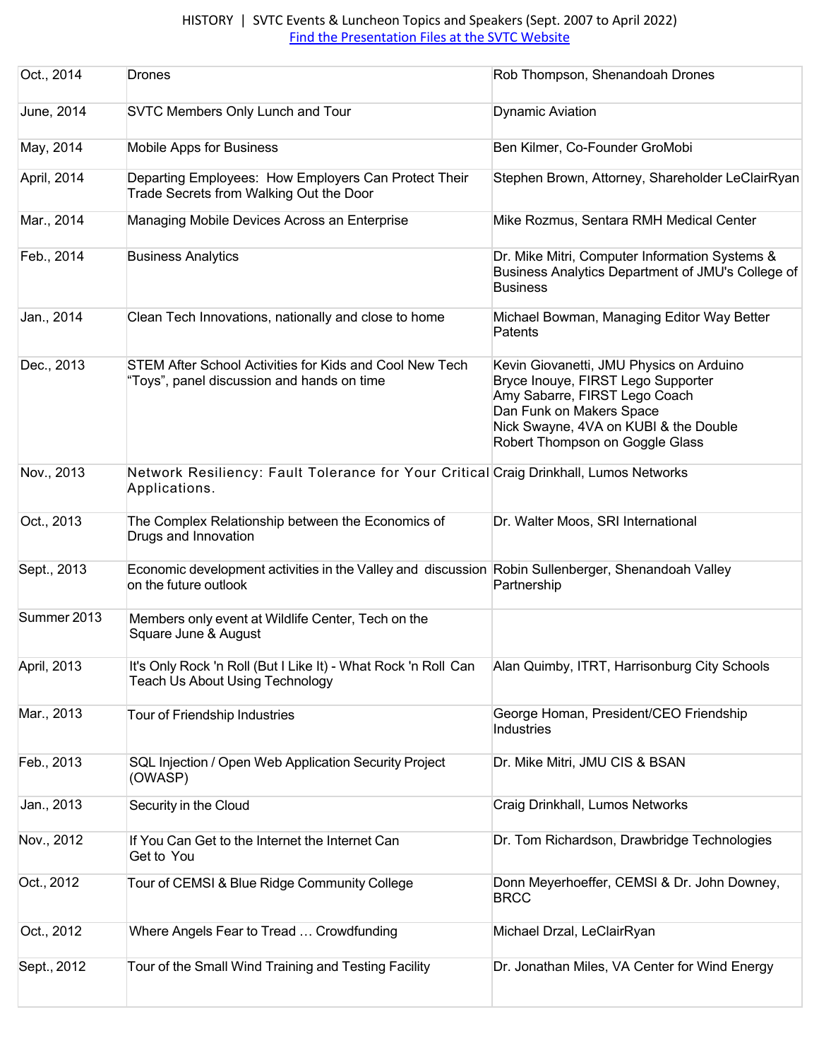HISTORY | SVTC Events & Luncheon Topics and Speakers (Sept. 2007 to April 2022)
[Find the Presentation Files at the SVTC Website]

| | | |
|---|---|---|
| Oct., 2014 | Drones | Rob Thompson, Shenandoah Drones |
| June, 2014 | SVTC Members Only Lunch and Tour | Dynamic Aviation |
| May, 2014 | Mobile Apps for Business | Ben Kilmer, Co-Founder GroMobi |
| April, 2014 | Departing Employees: How Employers Can Protect Their Trade Secrets from Walking Out the Door | Stephen Brown, Attorney, Shareholder LeClairRyan |
| Mar., 2014 | Managing Mobile Devices Across an Enterprise | Mike Rozmus, Sentara RMH Medical Center |
| Feb., 2014 | Business Analytics | Dr. Mike Mitri, Computer Information Systems & Business Analytics Department of JMU's College of Business |
| Jan., 2014 | Clean Tech Innovations, nationally and close to home | Michael Bowman, Managing Editor Way Better Patents |
| Dec., 2013 | STEM After School Activities for Kids and Cool New Tech "Toys", panel discussion and hands on time | Kevin Giovanetti, JMU Physics on Arduino<br>Bryce Inouye, FIRST Lego Supporter<br>Amy Sabarre, FIRST Lego Coach<br>Dan Funk on Makers Space<br>Nick Swayne, 4VA on KUBI & the Double<br>Robert Thompson on Goggle Glass |
| Nov., 2013 | Network Resiliency: Fault Tolerance for Your Critical Applications. | Craig Drinkhall, Lumos Networks |
| Oct., 2013 | The Complex Relationship between the Economics of Drugs and Innovation | Dr. Walter Moos, SRI International |
| Sept., 2013 | Economic development activities in the Valley and discussion on the future outlook | Robin Sullenberger, Shenandoah Valley Partnership |
| Summer 2013 | Members only event at Wildlife Center, Tech on the Square June & August | |
| April, 2013 | It's Only Rock 'n Roll (But I Like It) - What Rock 'n Roll Can Teach Us About Using Technology | Alan Quimby, ITRT, Harrisonburg City Schools |
| Mar., 2013 | Tour of Friendship Industries | George Homan, President/CEO Friendship Industries |
| Feb., 2013 | SQL Injection / Open Web Application Security Project (OWASP) | Dr. Mike Mitri, JMU CIS & BSAN |
| Jan., 2013 | Security in the Cloud | Craig Drinkhall, Lumos Networks |
| Nov., 2012 | If You Can Get to the Internet the Internet Can Get to You | Dr. Tom Richardson, Drawbridge Technologies |
| Oct., 2012 | Tour of CEMSI & Blue Ridge Community College | Donn Meyerhoeffer, CEMSI & Dr. John Downey, BRCC |
| Oct., 2012 | Where Angels Fear to Tread … Crowdfunding | Michael Drzal, LeClairRyan |
| Sept., 2012 | Tour of the Small Wind Training and Testing Facility | Dr. Jonathan Miles, VA Center for Wind Energy |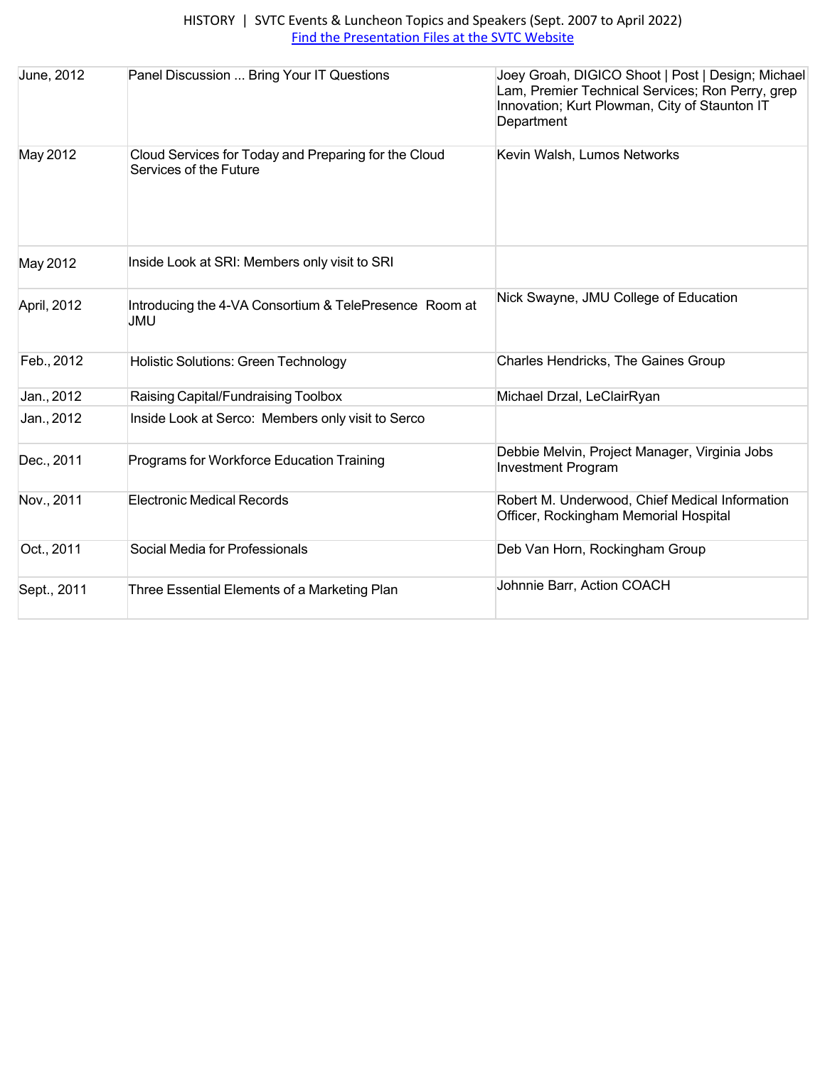| June, 2012 | Panel Discussion ... Bring Your IT Questions | Joey Groah, DIGICO Shoot \| Post \| Design; Michael Lam, Premier Technical Services; Ron Perry, grep Innovation; Kurt Plowman, City of Staunton IT Department |
|---|---|---|
| May 2012 | Cloud Services for Today and Preparing for the Cloud Services of the Future | Kevin Walsh, Lumos Networks |
| May 2012 | Inside Look at SRI: Members only visit to SRI | |
| April, 2012 | Introducing the 4-VA Consortium & TelePresence Room at JMU | Nick Swayne, JMU College of Education |
| Feb., 2012 | Holistic Solutions: Green Technology | Charles Hendricks, The Gaines Group |
| Jan., 2012 | Raising Capital/Fundraising Toolbox | Michael Drzal, LeClairRyan |
| Jan., 2012 | Inside Look at Serco: Members only visit to Serco | |
| Dec., 2011 | Programs for Workforce Education Training | Debbie Melvin, Project Manager, Virginia Jobs Investment Program |
| Nov., 2011 | Electronic Medical Records | Robert M. Underwood, Chief Medical Information Officer, Rockingham Memorial Hospital |
| Oct., 2011 | Social Media for Professionals | Deb Van Horn, Rockingham Group |
| Sept., 2011 | Three Essential Elements of a Marketing Plan | Johnnie Barr, Action COACH |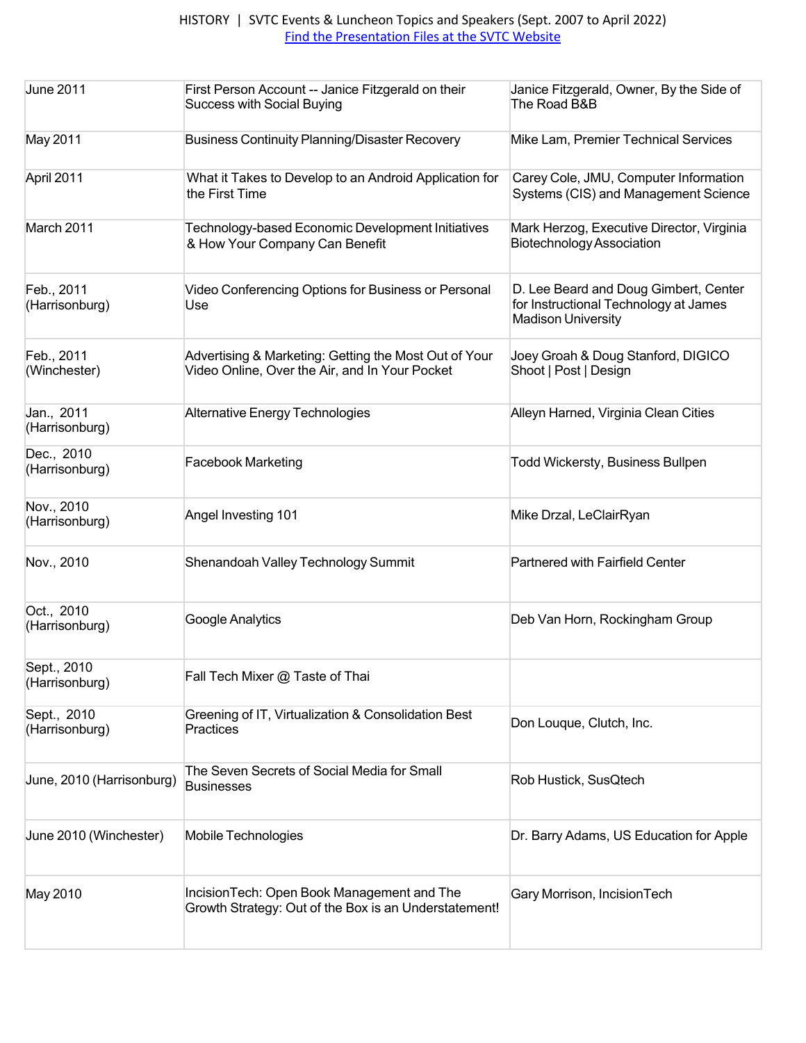| June 2011 | First Person Account -- Janice Fitzgerald on their Success with Social Buying | Janice Fitzgerald, Owner, By the Side of The Road B&B |
|---|---|---|
| May 2011 | Business Continuity Planning/Disaster Recovery | Mike Lam, Premier Technical Services |
| April 2011 | What it Takes to Develop to an Android Application for the First Time | Carey Cole, JMU, Computer Information Systems (CIS) and Management Science |
| March 2011 | Technology-based Economic Development Initiatives & How Your Company Can Benefit | Mark Herzog, Executive Director, Virginia Biotechnology Association |
| Feb., 2011 (Harrisonburg) | Video Conferencing Options for Business or Personal Use | D. Lee Beard and Doug Gimbert, Center for Instructional Technology at James Madison University |
| Feb., 2011 (Winchester) | Advertising & Marketing: Getting the Most Out of Your Video Online, Over the Air, and In Your Pocket | Joey Groah & Doug Stanford, DIGICO Shoot \| Post \| Design |
| Jan., 2011 (Harrisonburg) | Alternative Energy Technologies | Alleyn Harned, Virginia Clean Cities |
| Dec., 2010 (Harrisonburg) | Facebook Marketing | Todd Wickersty, Business Bullpen |
| Nov., 2010 (Harrisonburg) | Angel Investing 101 | Mike Drzal, LeClairRyan |
| Nov., 2010 | Shenandoah Valley Technology Summit | Partnered with Fairfield Center |
| Oct., 2010 (Harrisonburg) | Google Analytics | Deb Van Horn, Rockingham Group |
| Sept., 2010 (Harrisonburg) | Fall Tech Mixer @ Taste of Thai | |
| Sept., 2010 (Harrisonburg) | Greening of IT, Virtualization & Consolidation Best Practices | Don Louque, Clutch, Inc. |
| June, 2010 (Harrisonburg) | The Seven Secrets of Social Media for Small Businesses | Rob Hustick, SusQtech |
| June 2010 (Winchester) | Mobile Technologies | Dr. Barry Adams, US Education for Apple |
| May 2010 | IncisionTech: Open Book Management and The Growth Strategy: Out of the Box is an Understatement! | Gary Morrison, IncisionTech |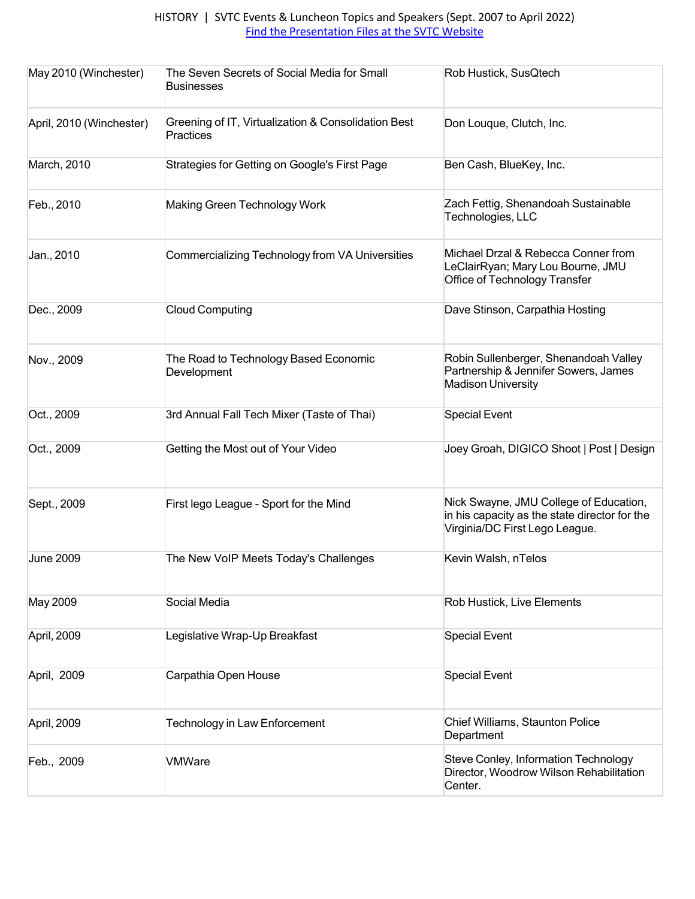| May 2010 (Winchester) | The Seven Secrets of Social Media for Small Businesses | Rob Hustick, SusQtech |
|---|---|---|
| April, 2010 (Winchester) | Greening of IT, Virtualization & Consolidation Best Practices | Don Louque, Clutch, Inc. |
| March, 2010 | Strategies for Getting on Google's First Page | Ben Cash, BlueKey, Inc. |
| Feb., 2010 | Making Green Technology Work | Zach Fettig, Shenandoah Sustainable Technologies, LLC |
| Jan., 2010 | Commercializing Technology from VA Universities | Michael Drzal & Rebecca Conner from LeClairRyan; Mary Lou Bourne, JMU Office of Technology Transfer |
| Dec., 2009 | Cloud Computing | Dave Stinson, Carpathia Hosting |
| Nov., 2009 | The Road to Technology Based Economic Development | Robin Sullenberger, Shenandoah Valley Partnership & Jennifer Sowers, James Madison University |
| Oct., 2009 | 3rd Annual Fall Tech Mixer (Taste of Thai) | Special Event |
| Oct., 2009 | Getting the Most out of Your Video | Joey Groah, DIGICO Shoot \| Post \| Design |
| Sept., 2009 | First lego League - Sport for the Mind | Nick Swayne, JMU College of Education, in his capacity as the state director for the Virginia/DC First Lego League. |
| June 2009 | The New VoIP Meets Today's Challenges | Kevin Walsh, nTelos |
| May 2009 | Social Media | Rob Hustick, Live Elements |
| April, 2009 | Legislative Wrap-Up Breakfast | Special Event |
| April, 2009 | Carpathia Open House | Special Event |
| April, 2009 | Technology in Law Enforcement | Chief Williams, Staunton Police Department |
| Feb., 2009 | VMWare | Steve Conley, Information Technology Director, Woodrow Wilson Rehabilitation Center. |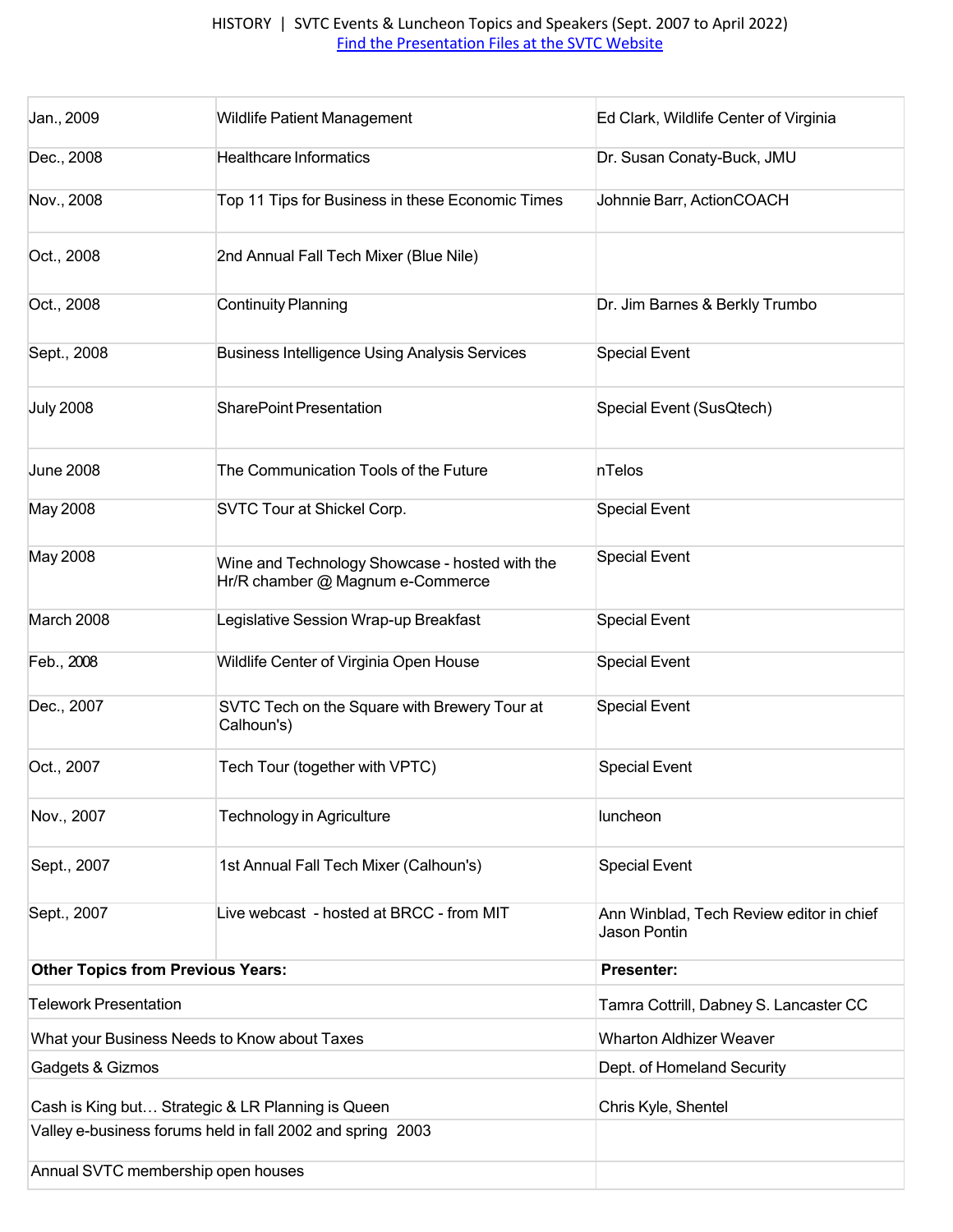HISTORY | SVTC Events & Luncheon Topics and Speakers (Sept. 2007 to April 2022)
Find the Presentation Files at the SVTC Website

| | | |
|---|---|---|
| Jan., 2009 | Wildlife Patient Management | Ed Clark, Wildlife Center of Virginia |
| Dec., 2008 | Healthcare Informatics | Dr. Susan Conaty-Buck, JMU |
| Nov., 2008 | Top 11 Tips for Business in these Economic Times | Johnnie Barr, ActionCOACH |
| Oct., 2008 | 2nd Annual Fall Tech Mixer (Blue Nile) | |
| Oct., 2008 | Continuity Planning | Dr. Jim Barnes & Berkly Trumbo |
| Sept., 2008 | Business Intelligence Using Analysis Services | Special Event |
| July 2008 | SharePoint Presentation | Special Event (SusQtech) |
| June 2008 | The Communication Tools of the Future | nTelos |
| May 2008 | SVTC Tour at Shickel Corp. | Special Event |
| May 2008 | Wine and Technology Showcase - hosted with the Hr/R chamber @ Magnum e-Commerce | Special Event |
| March 2008 | Legislative Session Wrap-up Breakfast | Special Event |
| Feb., 2008 | Wildlife Center of Virginia Open House | Special Event |
| Dec., 2007 | SVTC Tech on the Square with Brewery Tour at Calhoun's) | Special Event |
| Oct., 2007 | Tech Tour (together with VPTC) | Special Event |
| Nov., 2007 | Technology in Agriculture | luncheon |
| Sept., 2007 | 1st Annual Fall Tech Mixer (Calhoun's) | Special Event |
| Sept., 2007 | Live webcast - hosted at BRCC - from MIT | Ann Winblad, Tech Review editor in chief Jason Pontin |

| **Other Topics from Previous Years:** | **Presenter:** |
|---|---|
| Telework Presentation | Tamra Cottrill, Dabney S. Lancaster CC |
| What your Business Needs to Know about Taxes | Wharton Aldhizer Weaver |
| Gadgets & Gizmos | Dept. of Homeland Security |
| Cash is King but… Strategic & LR Planning is Queen | Chris Kyle, Shentel |
| Valley e-business forums held in fall 2002 and spring 2003 | |
| Annual SVTC membership open houses | |